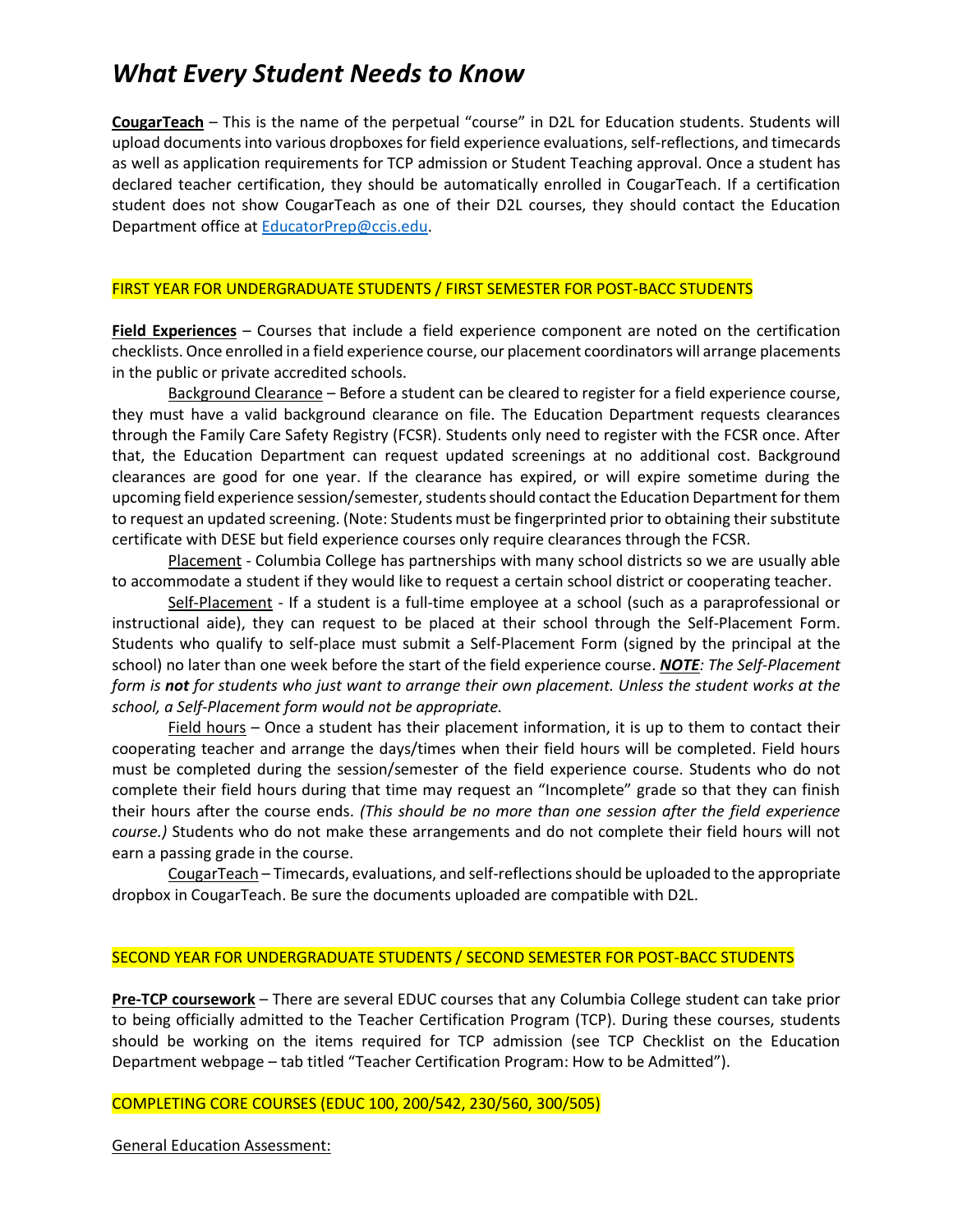# *What Every Student Needs to Know*

**CougarTeach** – This is the name of the perpetual "course" in D2L for Education students. Students will upload documents into various dropboxes for field experience evaluations, self-reflections, and timecards as well as application requirements for TCP admission or Student Teaching approval. Once a student has declared teacher certification, they should be automatically enrolled in CougarTeach. If a certification student does not show CougarTeach as one of their D2L courses, they should contact the Education Department office at EducatorPrep@ccis.edu.

FIRST YEAR FOR UNDERGRADUATE STUDENTS / FIRST SEMESTER FOR POST-BACC STUDENTS

**Field Experiences** – Courses that include a field experience component are noted on the certification checklists. Once enrolled in a field experience course, our placement coordinators will arrange placements in the public or private accredited schools.

Background Clearance – Before a student can be cleared to register for a field experience course, they must have a valid background clearance on file. The Education Department requests clearances through the Family Care Safety Registry (FCSR). Students only need to register with the FCSR once. After that, the Education Department can request updated screenings at no additional cost. Background clearances are good for one year. If the clearance has expired, or will expire sometime during the upcoming field experience session/semester, students should contact the Education Department for them to request an updated screening. (Note: Students must be fingerprinted prior to obtaining their substitute certificate with DESE but field experience courses only require clearances through the FCSR.

Placement - Columbia College has partnerships with many school districts so we are usually able to accommodate a student if they would like to request a certain school district or cooperating teacher.

Self-Placement - If a student is a full-time employee at a school (such as a paraprofessional or instructional aide), they can request to be placed at their school through the Self-Placement Form. Students who qualify to self-place must submit a Self-Placement Form (signed by the principal at the school) no later than one week before the start of the field experience course. ***NOTE**: The Self-Placement form is **not** for students who just want to arrange their own placement. Unless the student works at the school, a Self-Placement form would not be appropriate.*

Field hours – Once a student has their placement information, it is up to them to contact their cooperating teacher and arrange the days/times when their field hours will be completed. Field hours must be completed during the session/semester of the field experience course. Students who do not complete their field hours during that time may request an "Incomplete" grade so that they can finish their hours after the course ends. *(This should be no more than one session after the field experience course.)* Students who do not make these arrangements and do not complete their field hours will not earn a passing grade in the course.

CougarTeach – Timecards, evaluations, and self-reflections should be uploaded to the appropriate dropbox in CougarTeach. Be sure the documents uploaded are compatible with D2L.

SECOND YEAR FOR UNDERGRADUATE STUDENTS / SECOND SEMESTER FOR POST-BACC STUDENTS

**Pre-TCP coursework** – There are several EDUC courses that any Columbia College student can take prior to being officially admitted to the Teacher Certification Program (TCP). During these courses, students should be working on the items required for TCP admission (see TCP Checklist on the Education Department webpage – tab titled "Teacher Certification Program: How to be Admitted").

COMPLETING CORE COURSES (EDUC 100, 200/542, 230/560, 300/505)

General Education Assessment: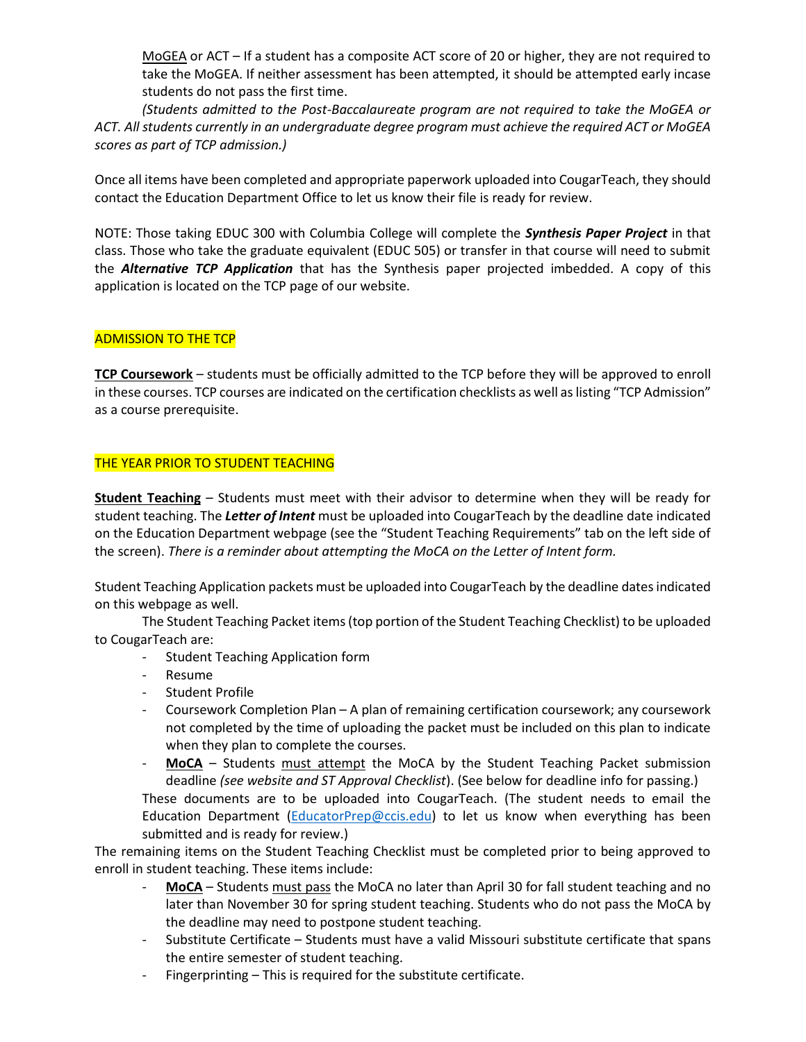MoGEA or ACT – If a student has a composite ACT score of 20 or higher, they are not required to take the MoGEA. If neither assessment has been attempted, it should be attempted early incase students do not pass the first time.

*(Students admitted to the Post-Baccalaureate program are not required to take the MoGEA or ACT. All students currently in an undergraduate degree program must achieve the required ACT or MoGEA scores as part of TCP admission.)*

Once all items have been completed and appropriate paperwork uploaded into CougarTeach, they should contact the Education Department Office to let us know their file is ready for review.

NOTE: Those taking EDUC 300 with Columbia College will complete the ***Synthesis Paper Project*** in that class. Those who take the graduate equivalent (EDUC 505) or transfer in that course will need to submit the ***Alternative TCP Application*** that has the Synthesis paper projected imbedded. A copy of this application is located on the TCP page of our website.

## ADMISSION TO THE TCP

**TCP Coursework** – students must be officially admitted to the TCP before they will be approved to enroll in these courses. TCP courses are indicated on the certification checklists as well as listing "TCP Admission" as a course prerequisite.

## THE YEAR PRIOR TO STUDENT TEACHING

**Student Teaching** – Students must meet with their advisor to determine when they will be ready for student teaching. The ***Letter of Intent*** must be uploaded into CougarTeach by the deadline date indicated on the Education Department webpage (see the "Student Teaching Requirements" tab on the left side of the screen). *There is a reminder about attempting the MoCA on the Letter of Intent form.*

Student Teaching Application packets must be uploaded into CougarTeach by the deadline dates indicated on this webpage as well.

The Student Teaching Packet items (top portion of the Student Teaching Checklist) to be uploaded to CougarTeach are:

- Student Teaching Application form
- Resume
- Student Profile
- Coursework Completion Plan – A plan of remaining certification coursework; any coursework not completed by the time of uploading the packet must be included on this plan to indicate when they plan to complete the courses.
- **MoCA** – Students must attempt the MoCA by the Student Teaching Packet submission deadline *(see website and ST Approval Checklist)*. (See below for deadline info for passing.)

These documents are to be uploaded into CougarTeach. (The student needs to email the Education Department (EducatorPrep@ccis.edu) to let us know when everything has been submitted and is ready for review.)

The remaining items on the Student Teaching Checklist must be completed prior to being approved to enroll in student teaching. These items include:

- **MoCA** – Students must pass the MoCA no later than April 30 for fall student teaching and no later than November 30 for spring student teaching. Students who do not pass the MoCA by the deadline may need to postpone student teaching.
- Substitute Certificate – Students must have a valid Missouri substitute certificate that spans the entire semester of student teaching.
- Fingerprinting – This is required for the substitute certificate.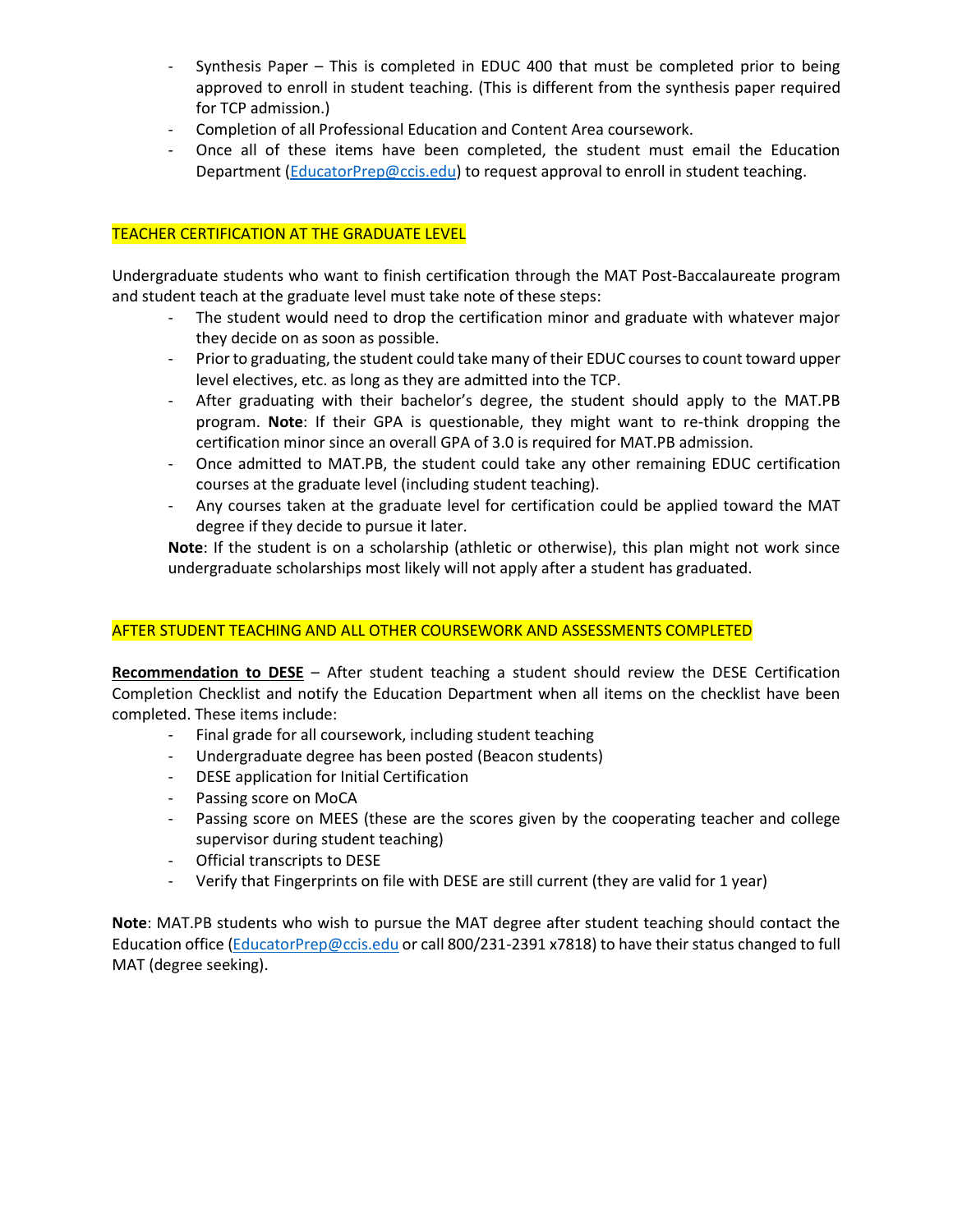- Synthesis Paper – This is completed in EDUC 400 that must be completed prior to being approved to enroll in student teaching. (This is different from the synthesis paper required for TCP admission.)
- Completion of all Professional Education and Content Area coursework.
- Once all of these items have been completed, the student must email the Education Department (EducatorPrep@ccis.edu) to request approval to enroll in student teaching.

## TEACHER CERTIFICATION AT THE GRADUATE LEVEL

Undergraduate students who want to finish certification through the MAT Post-Baccalaureate program and student teach at the graduate level must take note of these steps:

- The student would need to drop the certification minor and graduate with whatever major they decide on as soon as possible.
- Prior to graduating, the student could take many of their EDUC courses to count toward upper level electives, etc. as long as they are admitted into the TCP.
- After graduating with their bachelor's degree, the student should apply to the MAT.PB program. **Note**: If their GPA is questionable, they might want to re-think dropping the certification minor since an overall GPA of 3.0 is required for MAT.PB admission.
- Once admitted to MAT.PB, the student could take any other remaining EDUC certification courses at the graduate level (including student teaching).
- Any courses taken at the graduate level for certification could be applied toward the MAT degree if they decide to pursue it later.

**Note**: If the student is on a scholarship (athletic or otherwise), this plan might not work since undergraduate scholarships most likely will not apply after a student has graduated.

## AFTER STUDENT TEACHING AND ALL OTHER COURSEWORK AND ASSESSMENTS COMPLETED

**Recommendation to DESE** – After student teaching a student should review the DESE Certification Completion Checklist and notify the Education Department when all items on the checklist have been completed. These items include:

- Final grade for all coursework, including student teaching
- Undergraduate degree has been posted (Beacon students)
- DESE application for Initial Certification
- Passing score on MoCA
- Passing score on MEES (these are the scores given by the cooperating teacher and college supervisor during student teaching)
- Official transcripts to DESE
- Verify that Fingerprints on file with DESE are still current (they are valid for 1 year)

**Note**: MAT.PB students who wish to pursue the MAT degree after student teaching should contact the Education office (EducatorPrep@ccis.edu or call 800/231-2391 x7818) to have their status changed to full MAT (degree seeking).